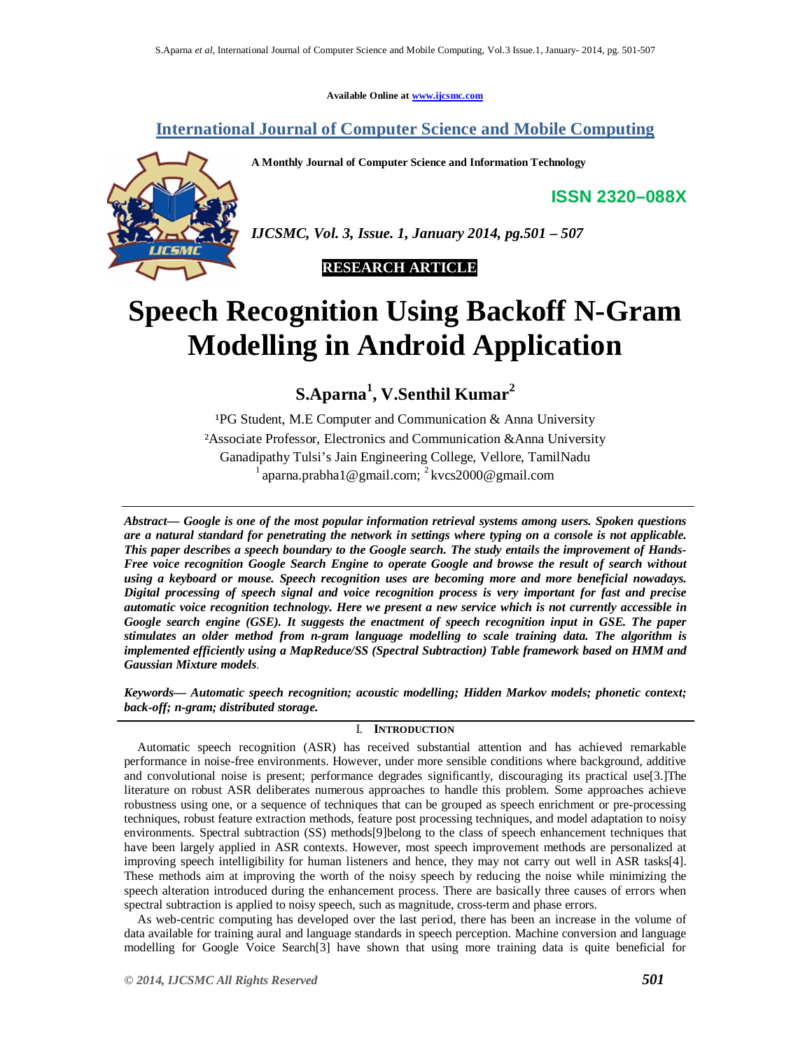Available Online at www.ijcsmc.com

## International Journal of Computer Science and Mobile Computing

**A Monthly Journal of Computer Science and Information Technology**

**ISSN 2320–088X**

***IJCSMC, Vol. 3, Issue. 1, January 2014, pg.501 – 507***

**RESEARCH ARTICLE**

# Speech Recognition Using Backoff N-Gram Modelling in Android Application

**S.Aparna[1], V.Senthil Kumar[2]**

[1]PG Student, M.E Computer and Communication & Anna University
[2]Associate Professor, Electronics and Communication &Anna University
Ganadipathy Tulsi's Jain Engineering College, Vellore, TamilNadu
[1] aparna.prabha1@gmail.com; [2] kvcs2000@gmail.com

***Abstract— Google is one of the most popular information retrieval systems among users. Spoken questions are a natural standard for penetrating the network in settings where typing on a console is not applicable. This paper describes a speech boundary to the Google search. The study entails the improvement of Hands-Free voice recognition Google Search Engine to operate Google and browse the result of search without using a keyboard or mouse. Speech recognition uses are becoming more and more beneficial nowadays. Digital processing of speech signal and voice recognition process is very important for fast and precise automatic voice recognition technology. Here we present a new service which is not currently accessible in Google search engine (GSE). It suggests the enactment of speech recognition input in GSE. The paper stimulates an older method from n-gram language modelling to scale training data. The algorithm is implemented efficiently using a MapReduce/SS (Spectral Subtraction) Table framework based on HMM and Gaussian Mixture models**.*

***Keywords— Automatic speech recognition; acoustic modelling; Hidden Markov models; phonetic context; back-off; n-gram; distributed storage.***

## I. Introduction

Automatic speech recognition (ASR) has received substantial attention and has achieved remarkable performance in noise-free environments. However, under more sensible conditions where background, additive and convolutional noise is present; performance degrades significantly, discouraging its practical use[3.]The literature on robust ASR deliberates numerous approaches to handle this problem. Some approaches achieve robustness using one, or a sequence of techniques that can be grouped as speech enrichment or pre-processing techniques, robust feature extraction methods, feature post processing techniques, and model adaptation to noisy environments. Spectral subtraction (SS) methods[9]belong to the class of speech enhancement techniques that have been largely applied in ASR contexts. However, most speech improvement methods are personalized at improving speech intelligibility for human listeners and hence, they may not carry out well in ASR tasks[4]. These methods aim at improving the worth of the noisy speech by reducing the noise while minimizing the speech alteration introduced during the enhancement process. There are basically three causes of errors when spectral subtraction is applied to noisy speech, such as magnitude, cross-term and phase errors.

As web-centric computing has developed over the last period, there has been an increase in the volume of data available for training aural and language standards in speech perception. Machine conversion and language modelling for Google Voice Search[3] have shown that using more training data is quite beneficial for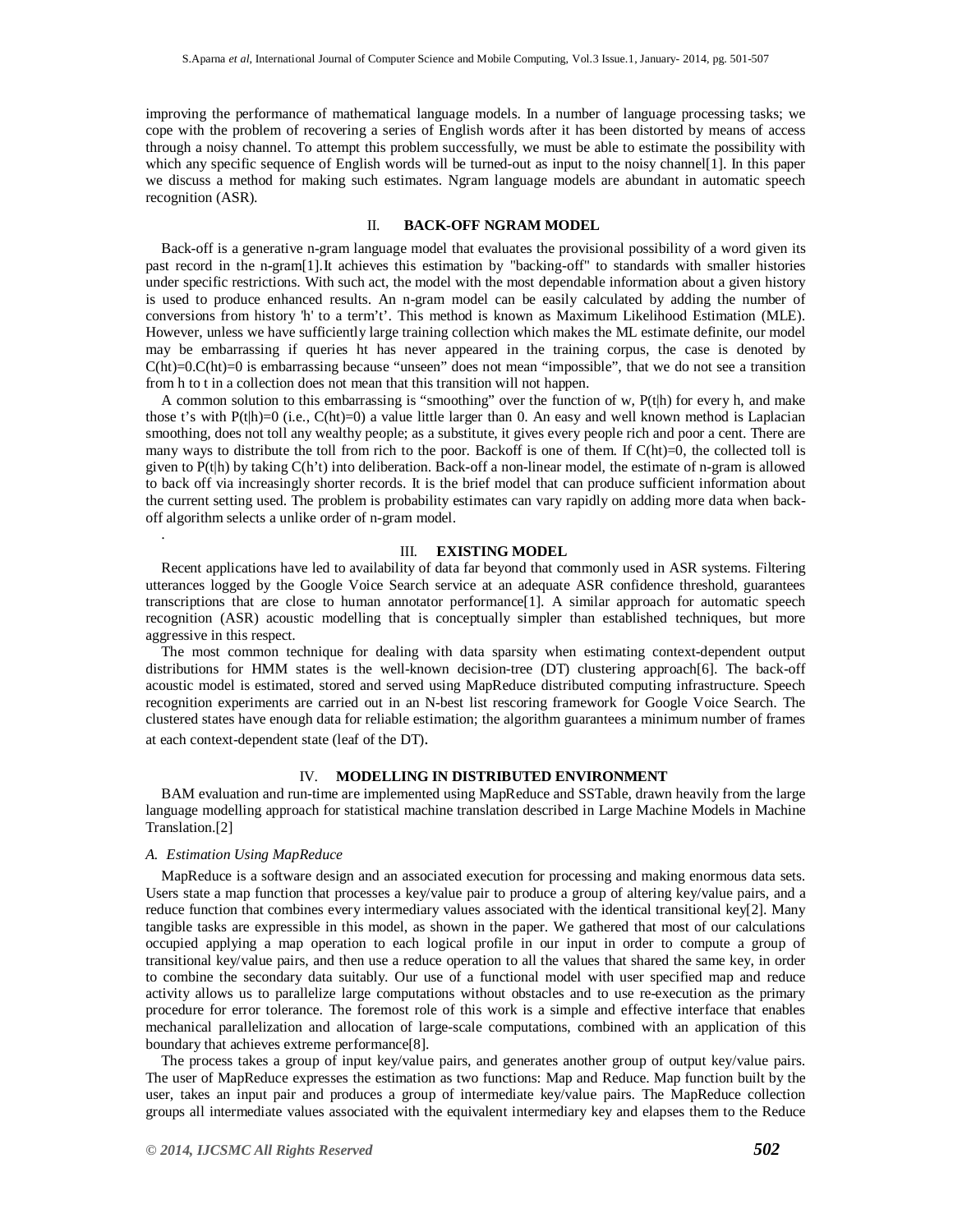improving the performance of mathematical language models. In a number of language processing tasks; we cope with the problem of recovering a series of English words after it has been distorted by means of access through a noisy channel. To attempt this problem successfully, we must be able to estimate the possibility with which any specific sequence of English words will be turned-out as input to the noisy channel[1]. In this paper we discuss a method for making such estimates. Ngram language models are abundant in automatic speech recognition (ASR).

## II. BACK-OFF NGRAM MODEL

Back-off is a generative n-gram language model that evaluates the provisional possibility of a word given its past record in the n-gram[1].It achieves this estimation by "backing-off" to standards with smaller histories under specific restrictions. With such act, the model with the most dependable information about a given history is used to produce enhanced results. An n-gram model can be easily calculated by adding the number of conversions from history 'h' to a term't'. This method is known as Maximum Likelihood Estimation (MLE). However, unless we have sufficiently large training collection which makes the ML estimate definite, our model may be embarrassing if queries ht has never appeared in the training corpus, the case is denoted by $C(ht)=0.C(ht)=0$ is embarrassing because "unseen" does not mean "impossible", that we do not see a transition from h to t in a collection does not mean that this transition will not happen.

A common solution to this embarrassing is "smoothing" over the function of w, $P(t|h)$ for every h, and make those t's with $P(t|h)=0$ (i.e., $C(ht)=0$) a value little larger than 0. An easy and well known method is Laplacian smoothing, does not toll any wealthy people; as a substitute, it gives every people rich and poor a cent. There are many ways to distribute the toll from rich to the poor. Backoff is one of them. If $C(ht)=0$, the collected toll is given to $P(t|h)$ by taking $C(h't)$ into deliberation. Back-off a non-linear model, the estimate of n-gram is allowed to back off via increasingly shorter records. It is the brief model that can produce sufficient information about the current setting used. The problem is probability estimates can vary rapidly on adding more data when back-off algorithm selects a unlike order of n-gram model.

.

## III. EXISTING MODEL

Recent applications have led to availability of data far beyond that commonly used in ASR systems. Filtering utterances logged by the Google Voice Search service at an adequate ASR confidence threshold, guarantees transcriptions that are close to human annotator performance[1]. A similar approach for automatic speech recognition (ASR) acoustic modelling that is conceptually simpler than established techniques, but more aggressive in this respect.

The most common technique for dealing with data sparsity when estimating context-dependent output distributions for HMM states is the well-known decision-tree (DT) clustering approach[6]. The back-off acoustic model is estimated, stored and served using MapReduce distributed computing infrastructure. Speech recognition experiments are carried out in an N-best list rescoring framework for Google Voice Search. The clustered states have enough data for reliable estimation; the algorithm guarantees a minimum number of frames at each context-dependent state (leaf of the DT).

## IV. MODELLING IN DISTRIBUTED ENVIRONMENT

BAM evaluation and run-time are implemented using MapReduce and SSTable, drawn heavily from the large language modelling approach for statistical machine translation described in Large Machine Models in Machine Translation.[2]

### *A. Estimation Using MapReduce*

MapReduce is a software design and an associated execution for processing and making enormous data sets. Users state a map function that processes a key/value pair to produce a group of altering key/value pairs, and a reduce function that combines every intermediary values associated with the identical transitional key[2]. Many tangible tasks are expressible in this model, as shown in the paper. We gathered that most of our calculations occupied applying a map operation to each logical profile in our input in order to compute a group of transitional key/value pairs, and then use a reduce operation to all the values that shared the same key, in order to combine the secondary data suitably. Our use of a functional model with user specified map and reduce activity allows us to parallelize large computations without obstacles and to use re-execution as the primary procedure for error tolerance. The foremost role of this work is a simple and effective interface that enables mechanical parallelization and allocation of large-scale computations, combined with an application of this boundary that achieves extreme performance[8].

The process takes a group of input key/value pairs, and generates another group of output key/value pairs. The user of MapReduce expresses the estimation as two functions: Map and Reduce. Map function built by the user, takes an input pair and produces a group of intermediate key/value pairs. The MapReduce collection groups all intermediate values associated with the equivalent intermediary key and elapses them to the Reduce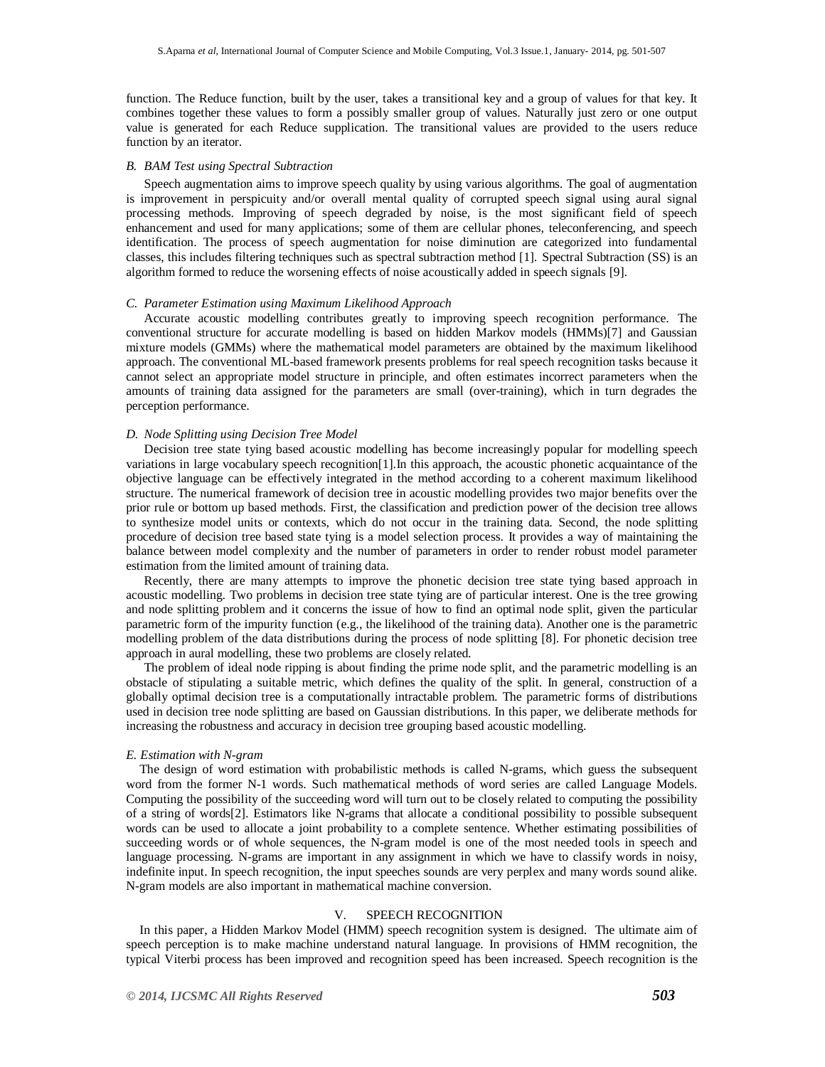function. The Reduce function, built by the user, takes a transitional key and a group of values for that key. It combines together these values to form a possibly smaller group of values. Naturally just zero or one output value is generated for each Reduce supplication. The transitional values are provided to the users reduce function by an iterator.

### *B. BAM Test using Spectral Subtraction*

Speech augmentation aims to improve speech quality by using various algorithms. The goal of augmentation is improvement in perspicuity and/or overall mental quality of corrupted speech signal using aural signal processing methods. Improving of speech degraded by noise, is the most significant field of speech enhancement and used for many applications; some of them are cellular phones, teleconferencing, and speech identification. The process of speech augmentation for noise diminution are categorized into fundamental classes, this includes filtering techniques such as spectral subtraction method [1]. Spectral Subtraction (SS) is an algorithm formed to reduce the worsening effects of noise acoustically added in speech signals [9].

### *C. Parameter Estimation using Maximum Likelihood Approach*

Accurate acoustic modelling contributes greatly to improving speech recognition performance. The conventional structure for accurate modelling is based on hidden Markov models (HMMs)[7] and Gaussian mixture models (GMMs) where the mathematical model parameters are obtained by the maximum likelihood approach. The conventional ML-based framework presents problems for real speech recognition tasks because it cannot select an appropriate model structure in principle, and often estimates incorrect parameters when the amounts of training data assigned for the parameters are small (over-training), which in turn degrades the perception performance.

### *D. Node Splitting using Decision Tree Model*

Decision tree state tying based acoustic modelling has become increasingly popular for modelling speech variations in large vocabulary speech recognition[1].In this approach, the acoustic phonetic acquaintance of the objective language can be effectively integrated in the method according to a coherent maximum likelihood structure. The numerical framework of decision tree in acoustic modelling provides two major benefits over the prior rule or bottom up based methods. First, the classification and prediction power of the decision tree allows to synthesize model units or contexts, which do not occur in the training data. Second, the node splitting procedure of decision tree based state tying is a model selection process. It provides a way of maintaining the balance between model complexity and the number of parameters in order to render robust model parameter estimation from the limited amount of training data.

Recently, there are many attempts to improve the phonetic decision tree state tying based approach in acoustic modelling. Two problems in decision tree state tying are of particular interest. One is the tree growing and node splitting problem and it concerns the issue of how to find an optimal node split, given the particular parametric form of the impurity function (e.g., the likelihood of the training data). Another one is the parametric modelling problem of the data distributions during the process of node splitting [8]. For phonetic decision tree approach in aural modelling, these two problems are closely related.

The problem of ideal node ripping is about finding the prime node split, and the parametric modelling is an obstacle of stipulating a suitable metric, which defines the quality of the split. In general, construction of a globally optimal decision tree is a computationally intractable problem. The parametric forms of distributions used in decision tree node splitting are based on Gaussian distributions. In this paper, we deliberate methods for increasing the robustness and accuracy in decision tree grouping based acoustic modelling.

### *E. Estimation with N-gram*

The design of word estimation with probabilistic methods is called N-grams, which guess the subsequent word from the former N-1 words. Such mathematical methods of word series are called Language Models. Computing the possibility of the succeeding word will turn out to be closely related to computing the possibility of a string of words[2]. Estimators like N-grams that allocate a conditional possibility to possible subsequent words can be used to allocate a joint probability to a complete sentence. Whether estimating possibilities of succeeding words or of whole sequences, the N-gram model is one of the most needed tools in speech and language processing. N-grams are important in any assignment in which we have to classify words in noisy, indefinite input. In speech recognition, the input speeches sounds are very perplex and many words sound alike. N-gram models are also important in mathematical machine conversion.

## V. SPEECH RECOGNITION

In this paper, a Hidden Markov Model (HMM) speech recognition system is designed. The ultimate aim of speech perception is to make machine understand natural language. In provisions of HMM recognition, the typical Viterbi process has been improved and recognition speed has been increased. Speech recognition is the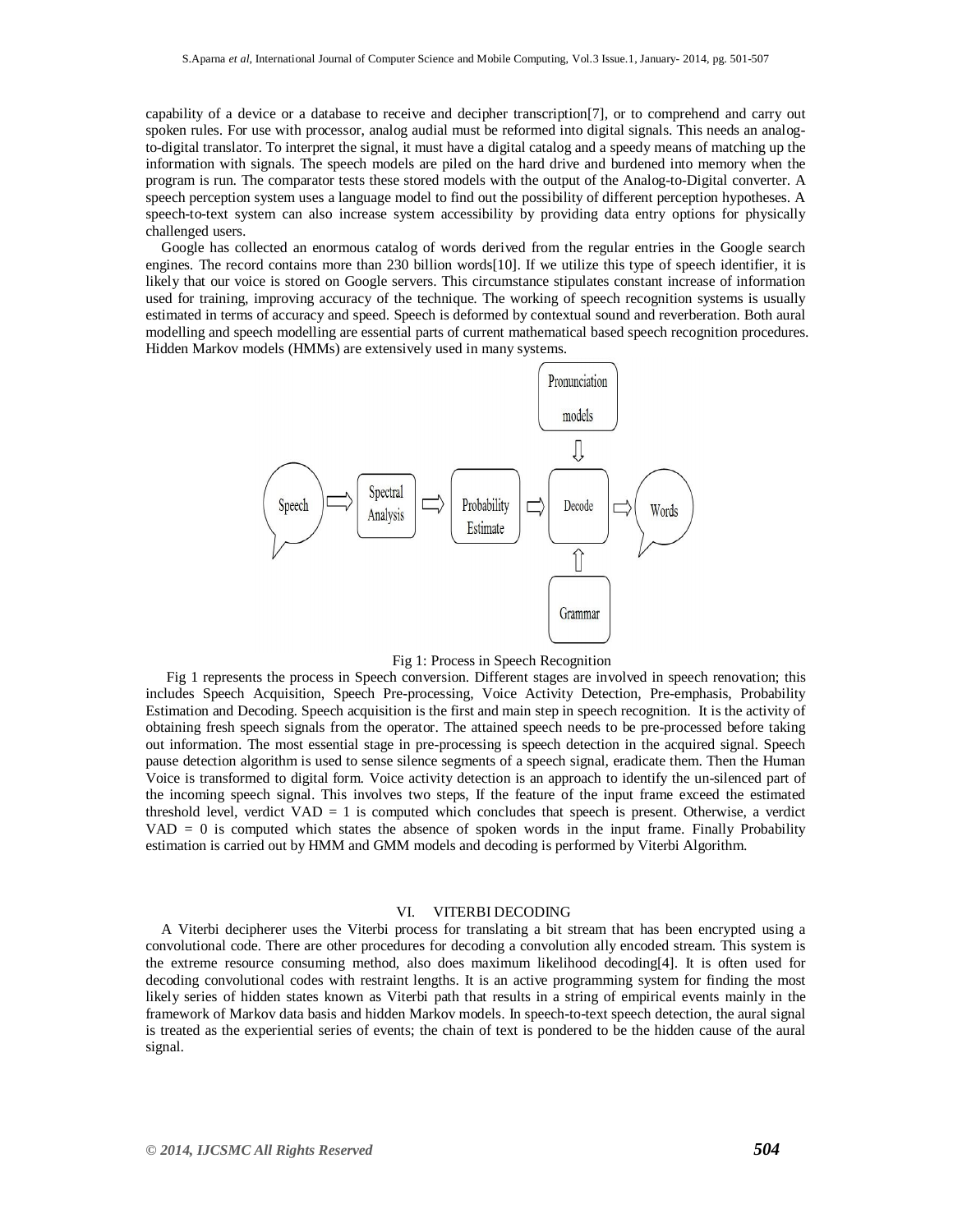capability of a device or a database to receive and decipher transcription[7], or to comprehend and carry out spoken rules. For use with processor, analog audial must be reformed into digital signals. This needs an analog-to-digital translator. To interpret the signal, it must have a digital catalog and a speedy means of matching up the information with signals. The speech models are piled on the hard drive and burdened into memory when the program is run. The comparator tests these stored models with the output of the Analog-to-Digital converter. A speech perception system uses a language model to find out the possibility of different perception hypotheses. A speech-to-text system can also increase system accessibility by providing data entry options for physically challenged users.

Google has collected an enormous catalog of words derived from the regular entries in the Google search engines. The record contains more than 230 billion words[10]. If we utilize this type of speech identifier, it is likely that our voice is stored on Google servers. This circumstance stipulates constant increase of information used for training, improving accuracy of the technique. The working of speech recognition systems is usually estimated in terms of accuracy and speed. Speech is deformed by contextual sound and reverberation. Both aural modelling and speech modelling are essential parts of current mathematical based speech recognition procedures. Hidden Markov models (HMMs) are extensively used in many systems.

Pronunciation models

Speech → Spectral Analysis → Probability Estimate → Decode → Words

Grammar

Fig 1: Process in Speech Recognition

Fig 1 represents the process in Speech conversion. Different stages are involved in speech renovation; this includes Speech Acquisition, Speech Pre-processing, Voice Activity Detection, Pre-emphasis, Probability Estimation and Decoding. Speech acquisition is the first and main step in speech recognition. It is the activity of obtaining fresh speech signals from the operator. The attained speech needs to be pre-processed before taking out information. The most essential stage in pre-processing is speech detection in the acquired signal. Speech pause detection algorithm is used to sense silence segments of a speech signal, eradicate them. Then the Human Voice is transformed to digital form. Voice activity detection is an approach to identify the un-silenced part of the incoming speech signal. This involves two steps, If the feature of the input frame exceed the estimated threshold level, verdict VAD = 1 is computed which concludes that speech is present. Otherwise, a verdict VAD = 0 is computed which states the absence of spoken words in the input frame. Finally Probability estimation is carried out by HMM and GMM models and decoding is performed by Viterbi Algorithm.

## VI. VITERBI DECODING

A Viterbi decipherer uses the Viterbi process for translating a bit stream that has been encrypted using a convolutional code. There are other procedures for decoding a convolution ally encoded stream. This system is the extreme resource consuming method, also does maximum likelihood decoding[4]. It is often used for decoding convolutional codes with restraint lengths. It is an active programming system for finding the most likely series of hidden states known as Viterbi path that results in a string of empirical events mainly in the framework of Markov data basis and hidden Markov models. In speech-to-text speech detection, the aural signal is treated as the experiential series of events; the chain of text is pondered to be the hidden cause of the aural signal.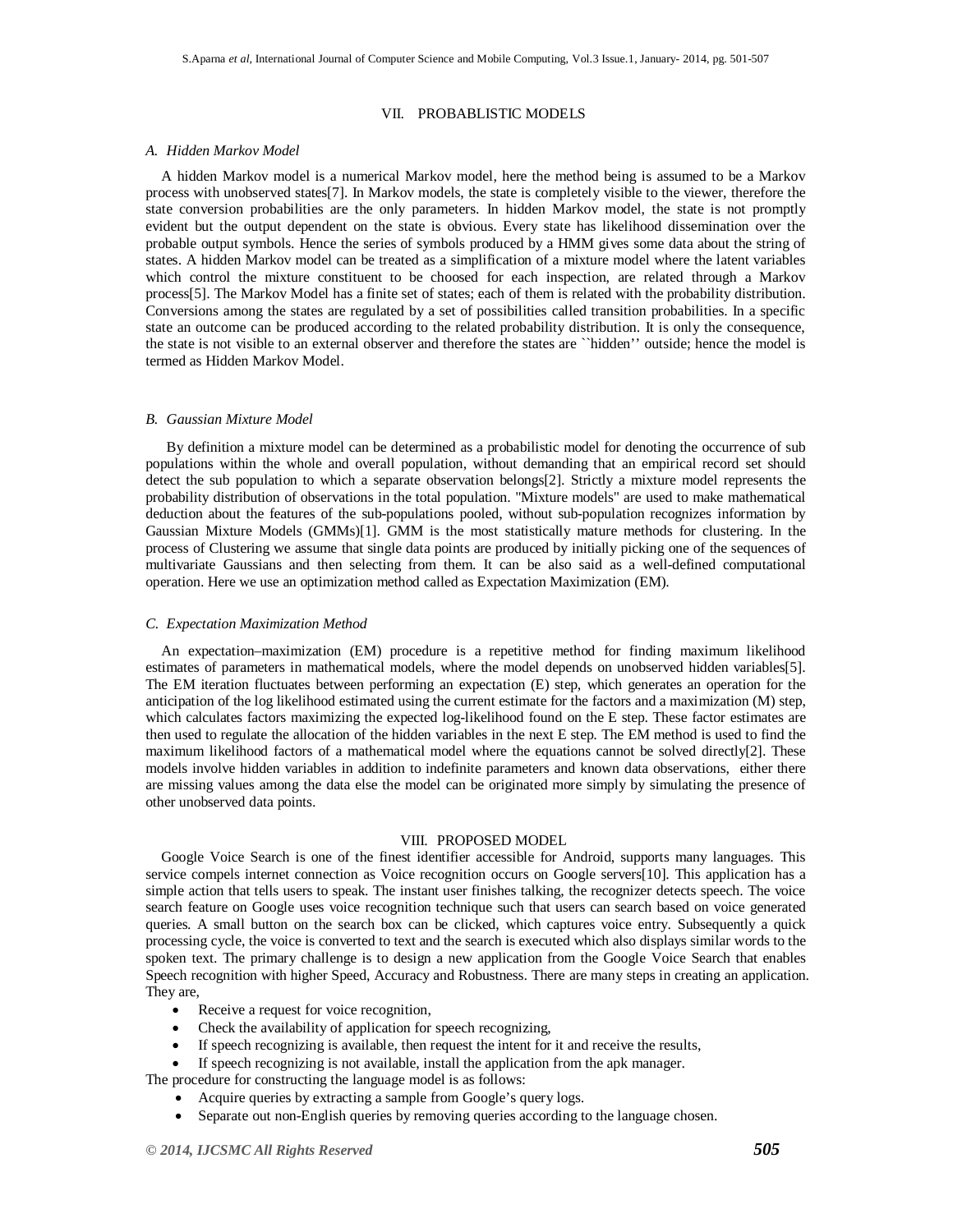## VII. PROBABLISTIC MODELS

### A. Hidden Markov Model

A hidden Markov model is a numerical Markov model, here the method being is assumed to be a Markov process with unobserved states[7]. In Markov models, the state is completely visible to the viewer, therefore the state conversion probabilities are the only parameters. In hidden Markov model, the state is not promptly evident but the output dependent on the state is obvious. Every state has likelihood dissemination over the probable output symbols. Hence the series of symbols produced by a HMM gives some data about the string of states. A hidden Markov model can be treated as a simplification of a mixture model where the latent variables which control the mixture constituent to be choosed for each inspection, are related through a Markov process[5]. The Markov Model has a finite set of states; each of them is related with the probability distribution. Conversions among the states are regulated by a set of possibilities called transition probabilities. In a specific state an outcome can be produced according to the related probability distribution. It is only the consequence, the state is not visible to an external observer and therefore the states are ``hidden'' outside; hence the model is termed as Hidden Markov Model.

### B. Gaussian Mixture Model

By definition a mixture model can be determined as a probabilistic model for denoting the occurrence of sub populations within the whole and overall population, without demanding that an empirical record set should detect the sub population to which a separate observation belongs[2]. Strictly a mixture model represents the probability distribution of observations in the total population. "Mixture models" are used to make mathematical deduction about the features of the sub-populations pooled, without sub-population recognizes information by Gaussian Mixture Models (GMMs)[1]. GMM is the most statistically mature methods for clustering. In the process of Clustering we assume that single data points are produced by initially picking one of the sequences of multivariate Gaussians and then selecting from them. It can be also said as a well-defined computational operation. Here we use an optimization method called as Expectation Maximization (EM).

### C. Expectation Maximization Method

An expectation–maximization (EM) procedure is a repetitive method for finding maximum likelihood estimates of parameters in mathematical models, where the model depends on unobserved hidden variables[5]. The EM iteration fluctuates between performing an expectation (E) step, which generates an operation for the anticipation of the log likelihood estimated using the current estimate for the factors and a maximization (M) step, which calculates factors maximizing the expected log-likelihood found on the E step. These factor estimates are then used to regulate the allocation of the hidden variables in the next E step. The EM method is used to find the maximum likelihood factors of a mathematical model where the equations cannot be solved directly[2]. These models involve hidden variables in addition to indefinite parameters and known data observations, either there are missing values among the data else the model can be originated more simply by simulating the presence of other unobserved data points.

## VIII. PROPOSED MODEL

Google Voice Search is one of the finest identifier accessible for Android, supports many languages. This service compels internet connection as Voice recognition occurs on Google servers[10]. This application has a simple action that tells users to speak. The instant user finishes talking, the recognizer detects speech. The voice search feature on Google uses voice recognition technique such that users can search based on voice generated queries. A small button on the search box can be clicked, which captures voice entry. Subsequently a quick processing cycle, the voice is converted to text and the search is executed which also displays similar words to the spoken text. The primary challenge is to design a new application from the Google Voice Search that enables Speech recognition with higher Speed, Accuracy and Robustness. There are many steps in creating an application. They are,

- Receive a request for voice recognition,
- Check the availability of application for speech recognizing,
- If speech recognizing is available, then request the intent for it and receive the results,
- If speech recognizing is not available, install the application from the apk manager.

The procedure for constructing the language model is as follows:

- Acquire queries by extracting a sample from Google's query logs.
- Separate out non-English queries by removing queries according to the language chosen.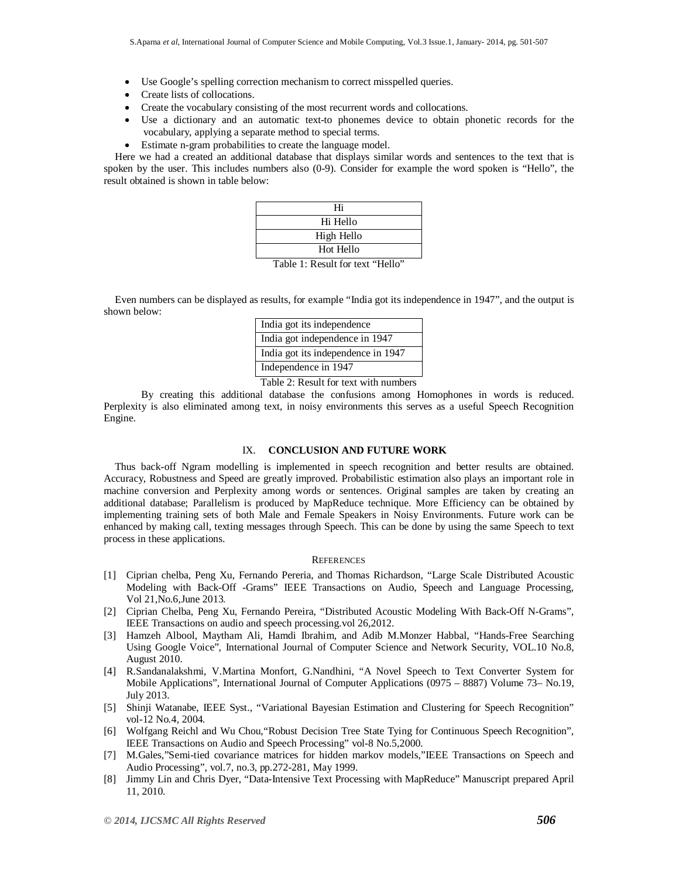- Use Google's spelling correction mechanism to correct misspelled queries.
- Create lists of collocations.
- Create the vocabulary consisting of the most recurrent words and collocations.
- Use a dictionary and an automatic text-to phonemes device to obtain phonetic records for the vocabulary, applying a separate method to special terms.
- Estimate n-gram probabilities to create the language model.

Here we had a created an additional database that displays similar words and sentences to the text that is spoken by the user. This includes numbers also (0-9). Consider for example the word spoken is "Hello", the result obtained is shown in table below:

| Hi |
|---|
| Hi Hello |
| High Hello |
| Hot Hello |

Table 1: Result for text "Hello"

Even numbers can be displayed as results, for example "India got its independence in 1947", and the output is shown below:

| India got its independence |
|---|
| India got independence in 1947 |
| India got its independence in 1947 |
| Independence in 1947 |

Table 2: Result for text with numbers

By creating this additional database the confusions among Homophones in words is reduced. Perplexity is also eliminated among text, in noisy environments this serves as a useful Speech Recognition Engine.

## IX. CONCLUSION AND FUTURE WORK

Thus back-off Ngram modelling is implemented in speech recognition and better results are obtained. Accuracy, Robustness and Speed are greatly improved. Probabilistic estimation also plays an important role in machine conversion and Perplexity among words or sentences. Original samples are taken by creating an additional database; Parallelism is produced by MapReduce technique. More Efficiency can be obtained by implementing training sets of both Male and Female Speakers in Noisy Environments. Future work can be enhanced by making call, texting messages through Speech. This can be done by using the same Speech to text process in these applications.

## REFERENCES

[1] Ciprian chelba, Peng Xu, Fernando Pereria, and Thomas Richardson, "Large Scale Distributed Acoustic Modeling with Back-Off -Grams" IEEE Transactions on Audio, Speech and Language Processing, Vol 21,No.6,June 2013.

[2] Ciprian Chelba, Peng Xu, Fernando Pereira, "Distributed Acoustic Modeling With Back-Off N-Grams", IEEE Transactions on audio and speech processing.vol 26,2012.

[3] Hamzeh Albool, Maytham Ali, Hamdi Ibrahim, and Adib M.Monzer Habbal, "Hands-Free Searching Using Google Voice", International Journal of Computer Science and Network Security, VOL.10 No.8, August 2010.

[4] R.Sandanalakshmi, V.Martina Monfort, G.Nandhini, "A Novel Speech to Text Converter System for Mobile Applications", International Journal of Computer Applications (0975 – 8887) Volume 73– No.19, July 2013.

[5] Shinji Watanabe, IEEE Syst., "Variational Bayesian Estimation and Clustering for Speech Recognition" vol-12 No.4, 2004.

[6] Wolfgang Reichl and Wu Chou,"Robust Decision Tree State Tying for Continuous Speech Recognition", IEEE Transactions on Audio and Speech Processing" vol-8 No.5,2000.

[7] M.Gales,"Semi-tied covariance matrices for hidden markov models,"IEEE Transactions on Speech and Audio Processing", vol.7, no.3, pp.272-281, May 1999.

[8] Jimmy Lin and Chris Dyer, "Data-Intensive Text Processing with MapReduce" Manuscript prepared April 11, 2010.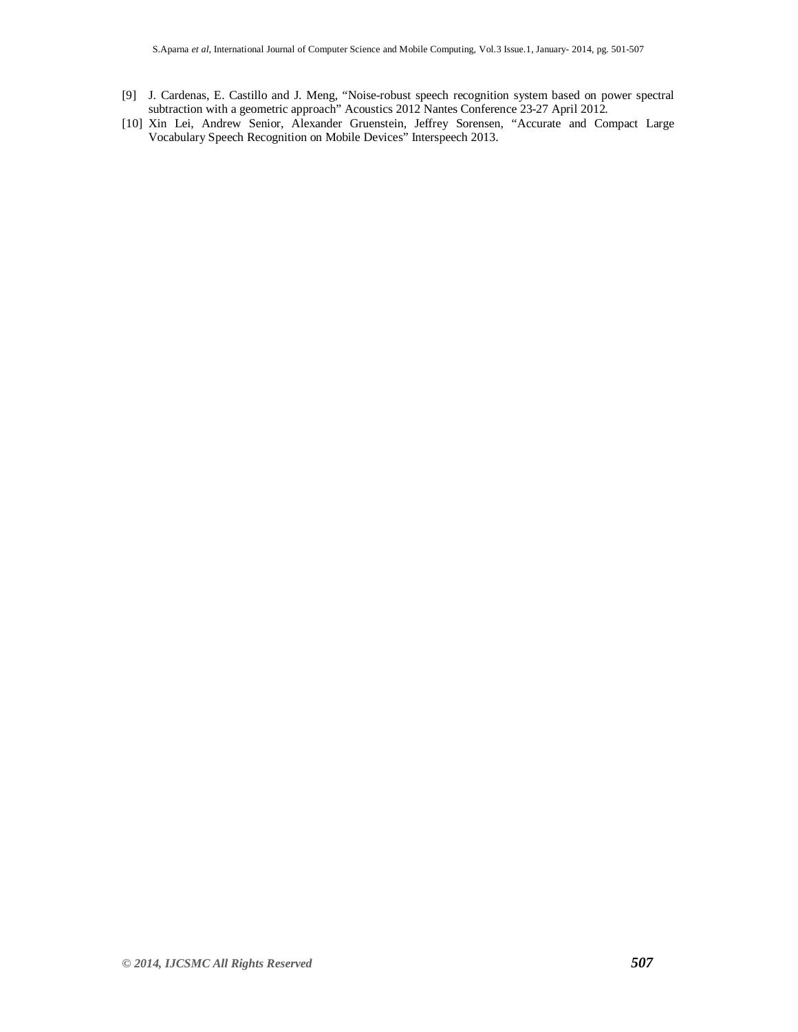[9] J. Cardenas, E. Castillo and J. Meng, "Noise-robust speech recognition system based on power spectral subtraction with a geometric approach" Acoustics 2012 Nantes Conference 23-27 April 2012.

[10] Xin Lei, Andrew Senior, Alexander Gruenstein, Jeffrey Sorensen, "Accurate and Compact Large Vocabulary Speech Recognition on Mobile Devices" Interspeech 2013.